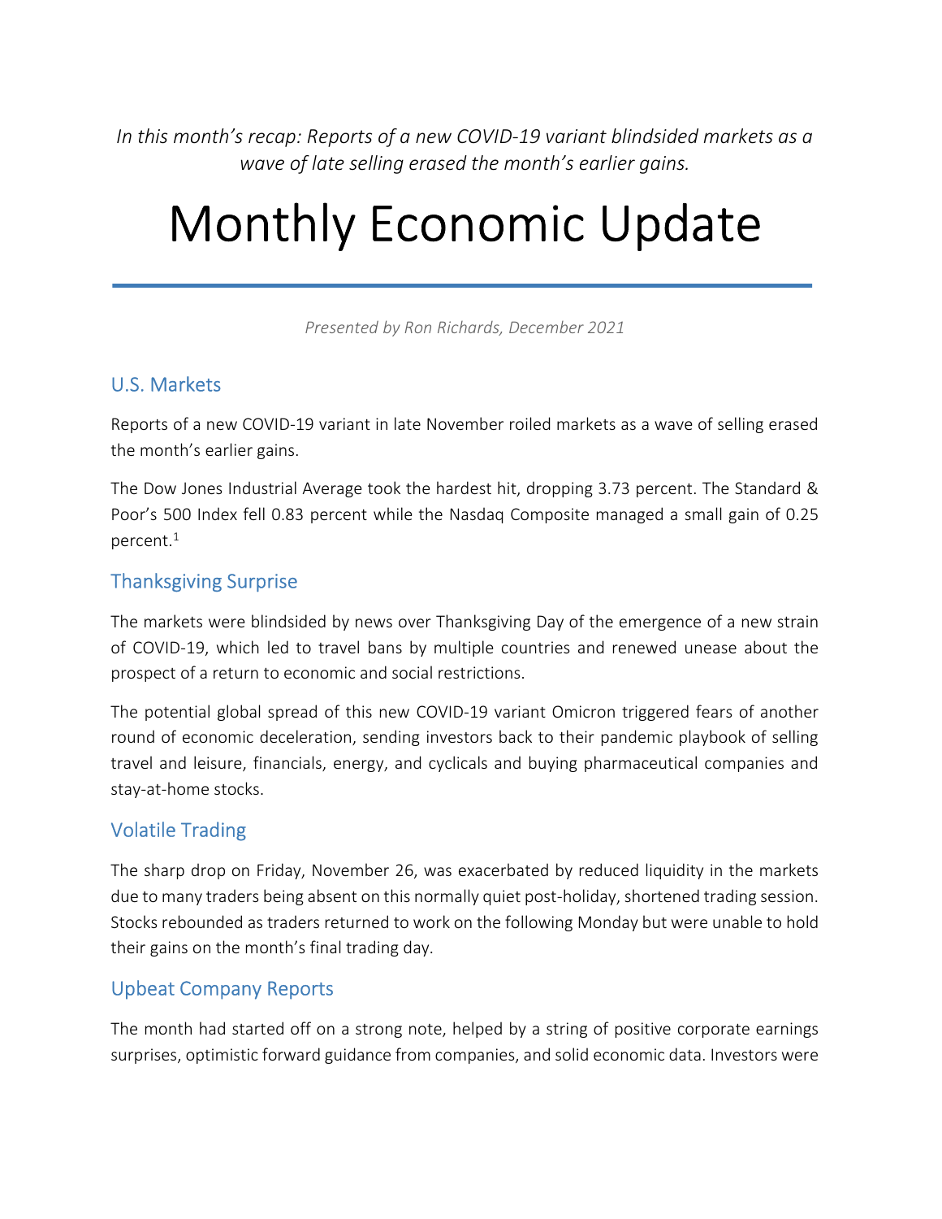*In this month's recap: Reports of a new COVID-19 variant blindsided markets as a wave of late selling erased the month's earlier gains.*

# Monthly Economic Update

*Presented by Ron Richards, December 2021*

## U.S. Markets

Reports of a new COVID-19 variant in late November roiled markets as a wave of selling erased the month's earlier gains.

The Dow Jones Industrial Average took the hardest hit, dropping 3.73 percent. The Standard & Poor's 500 Index fell 0.83 percent while the Nasdaq Composite managed a small gain of 0.25 percent.[1]

## Thanksgiving Surprise

The markets were blindsided by news over Thanksgiving Day of the emergence of a new strain of COVID-19, which led to travel bans by multiple countries and renewed unease about the prospect of a return to economic and social restrictions.

The potential global spread of this new COVID-19 variant Omicron triggered fears of another round of economic deceleration, sending investors back to their pandemic playbook of selling travel and leisure, financials, energy, and cyclicals and buying pharmaceutical companies and stay-at-home stocks.

## Volatile Trading

The sharp drop on Friday, November 26, was exacerbated by reduced liquidity in the markets due to many traders being absent on this normally quiet post-holiday, shortened trading session. Stocks rebounded as traders returned to work on the following Monday but were unable to hold their gains on the month's final trading day.

## Upbeat Company Reports

The month had started off on a strong note, helped by a string of positive corporate earnings surprises, optimistic forward guidance from companies, and solid economic data. Investors were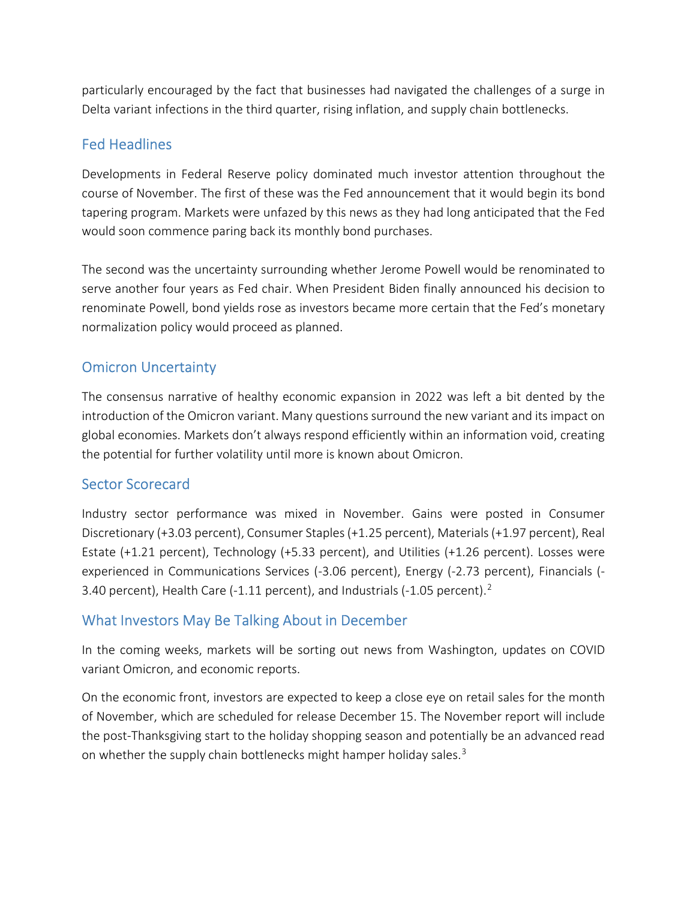particularly encouraged by the fact that businesses had navigated the challenges of a surge in Delta variant infections in the third quarter, rising inflation, and supply chain bottlenecks.

## Fed Headlines

Developments in Federal Reserve policy dominated much investor attention throughout the course of November. The first of these was the Fed announcement that it would begin its bond tapering program. Markets were unfazed by this news as they had long anticipated that the Fed would soon commence paring back its monthly bond purchases.

The second was the uncertainty surrounding whether Jerome Powell would be renominated to serve another four years as Fed chair. When President Biden finally announced his decision to renominate Powell, bond yields rose as investors became more certain that the Fed's monetary normalization policy would proceed as planned.

## Omicron Uncertainty

The consensus narrative of healthy economic expansion in 2022 was left a bit dented by the introduction of the Omicron variant. Many questions surround the new variant and its impact on global economies. Markets don't always respond efficiently within an information void, creating the potential for further volatility until more is known about Omicron.

## Sector Scorecard

Industry sector performance was mixed in November. Gains were posted in Consumer Discretionary (+3.03 percent), Consumer Staples (+1.25 percent), Materials (+1.97 percent), Real Estate (+1.21 percent), Technology (+5.33 percent), and Utilities (+1.26 percent). Losses were experienced in Communications Services (-3.06 percent), Energy (-2.73 percent), Financials (-3.40 percent), Health Care (-1.11 percent), and Industrials (-1.05 percent).[2]

## What Investors May Be Talking About in December

In the coming weeks, markets will be sorting out news from Washington, updates on COVID variant Omicron, and economic reports.

On the economic front, investors are expected to keep a close eye on retail sales for the month of November, which are scheduled for release December 15. The November report will include the post-Thanksgiving start to the holiday shopping season and potentially be an advanced read on whether the supply chain bottlenecks might hamper holiday sales.[3]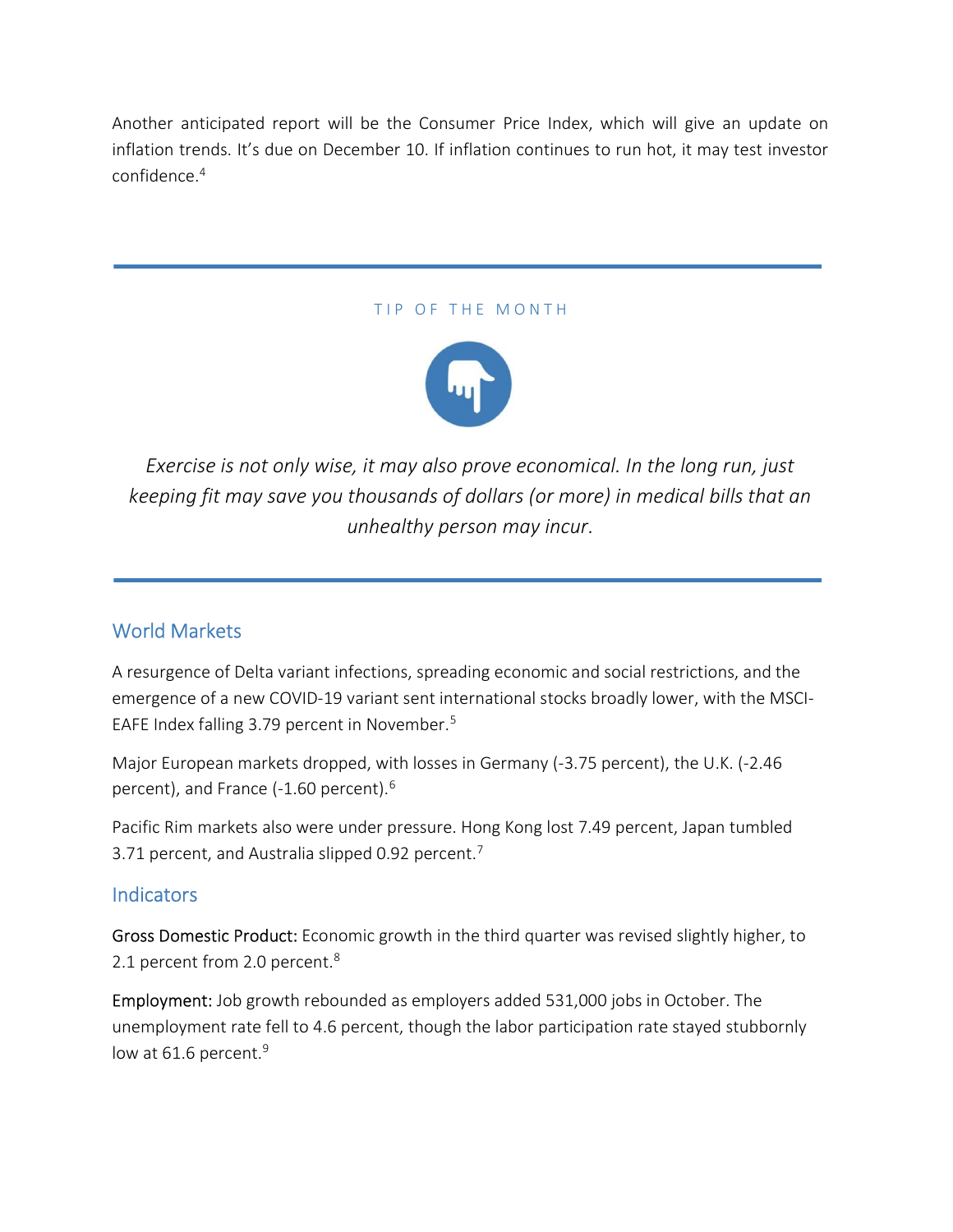Another anticipated report will be the Consumer Price Index, which will give an update on inflation trends. It's due on December 10. If inflation continues to run hot, it may test investor confidence.[4]

---

TIP OF THE MONTH

*Exercise is not only wise, it may also prove economical. In the long run, just keeping fit may save you thousands of dollars (or more) in medical bills that an unhealthy person may incur.*

---

## World Markets

A resurgence of Delta variant infections, spreading economic and social restrictions, and the emergence of a new COVID-19 variant sent international stocks broadly lower, with the MSCI-EAFE Index falling 3.79 percent in November.[5]

Major European markets dropped, with losses in Germany (-3.75 percent), the U.K. (-2.46 percent), and France (-1.60 percent).[6]

Pacific Rim markets also were under pressure. Hong Kong lost 7.49 percent, Japan tumbled 3.71 percent, and Australia slipped 0.92 percent.[7]

## Indicators

Gross Domestic Product: Economic growth in the third quarter was revised slightly higher, to 2.1 percent from 2.0 percent.[8]

Employment: Job growth rebounded as employers added 531,000 jobs in October. The unemployment rate fell to 4.6 percent, though the labor participation rate stayed stubbornly low at 61.6 percent.[9]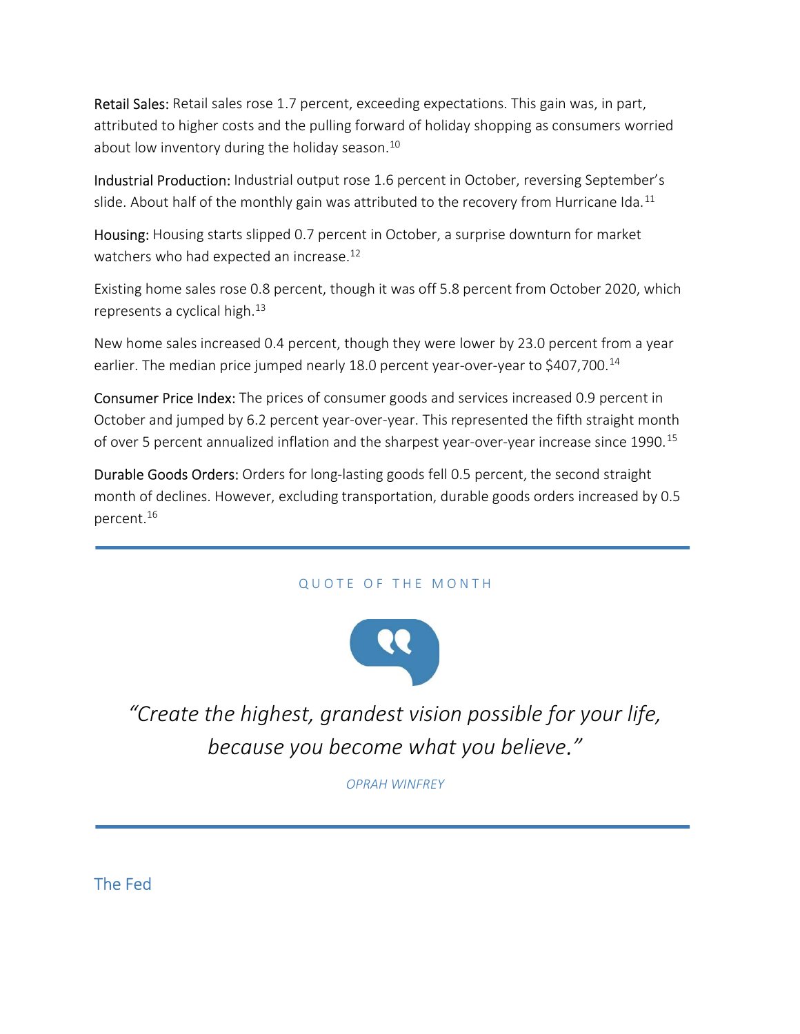**Retail Sales:** Retail sales rose 1.7 percent, exceeding expectations. This gain was, in part, attributed to higher costs and the pulling forward of holiday shopping as consumers worried about low inventory during the holiday season.[10]

**Industrial Production:** Industrial output rose 1.6 percent in October, reversing September's slide. About half of the monthly gain was attributed to the recovery from Hurricane Ida.[11]

**Housing:** Housing starts slipped 0.7 percent in October, a surprise downturn for market watchers who had expected an increase.[12]

Existing home sales rose 0.8 percent, though it was off 5.8 percent from October 2020, which represents a cyclical high.[13]

New home sales increased 0.4 percent, though they were lower by 23.0 percent from a year earlier. The median price jumped nearly 18.0 percent year-over-year to $407,700.[14]

**Consumer Price Index:** The prices of consumer goods and services increased 0.9 percent in October and jumped by 6.2 percent year-over-year. This represented the fifth straight month of over 5 percent annualized inflation and the sharpest year-over-year increase since 1990.[15]

**Durable Goods Orders:** Orders for long-lasting goods fell 0.5 percent, the second straight month of declines. However, excluding transportation, durable goods orders increased by 0.5 percent.[16]

---

QUOTE OF THE MONTH

*"Create the highest, grandest vision possible for your life, because you become what you believe."*

*OPRAH WINFREY*

---

## The Fed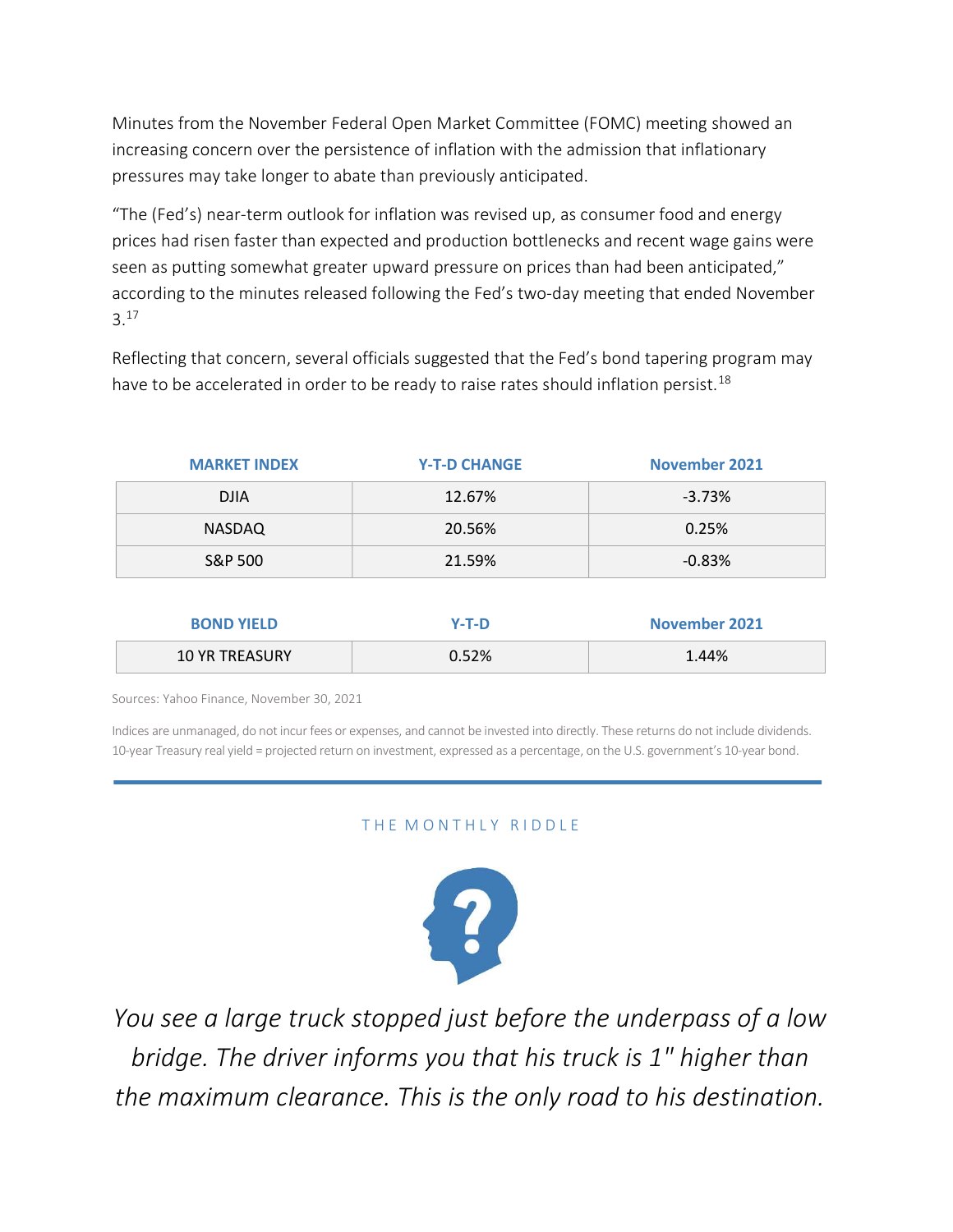Minutes from the November Federal Open Market Committee (FOMC) meeting showed an increasing concern over the persistence of inflation with the admission that inflationary pressures may take longer to abate than previously anticipated.

"The (Fed's) near-term outlook for inflation was revised up, as consumer food and energy prices had risen faster than expected and production bottlenecks and recent wage gains were seen as putting somewhat greater upward pressure on prices than had been anticipated," according to the minutes released following the Fed's two-day meeting that ended November 3.[17]

Reflecting that concern, several officials suggested that the Fed's bond tapering program may have to be accelerated in order to be ready to raise rates should inflation persist.[18]

| MARKET INDEX | Y-T-D CHANGE | November 2021 |
|---|---|---|
| DJIA | 12.67% | -3.73% |
| NASDAQ | 20.56% | 0.25% |
| S&P 500 | 21.59% | -0.83% |

| BOND YIELD | Y-T-D | November 2021 |
|---|---|---|
| 10 YR TREASURY | 0.52% | 1.44% |

Sources: Yahoo Finance, November 30, 2021

Indices are unmanaged, do not incur fees or expenses, and cannot be invested into directly. These returns do not include dividends. 10-year Treasury real yield = projected return on investment, expressed as a percentage, on the U.S. government's 10-year bond.

---

## THE MONTHLY RIDDLE

*You see a large truck stopped just before the underpass of a low bridge. The driver informs you that his truck is 1" higher than the maximum clearance. This is the only road to his destination.*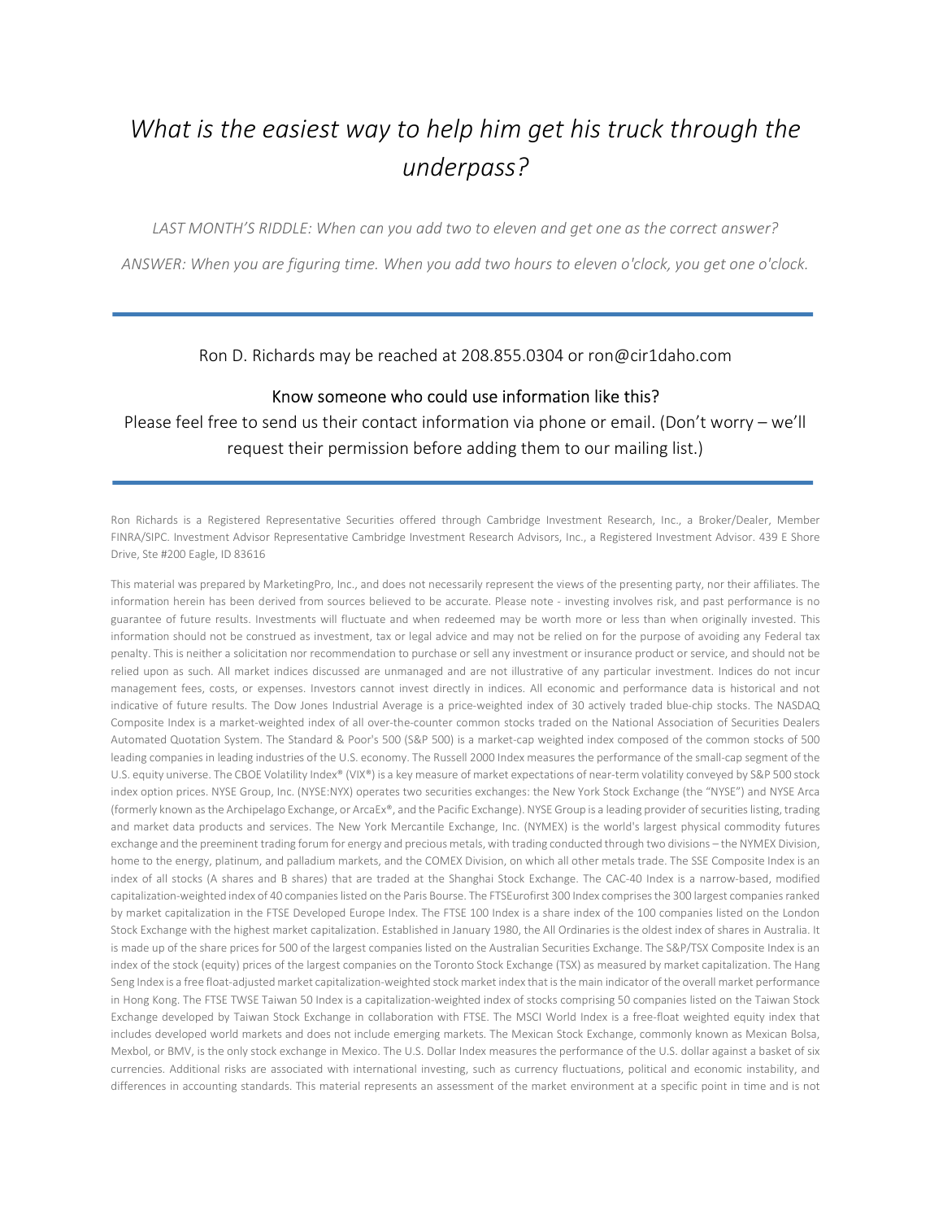*What is the easiest way to help him get his truck through the underpass?*

*LAST MONTH'S RIDDLE: When can you add two to eleven and get one as the correct answer?*

*ANSWER: When you are figuring time. When you add two hours to eleven o'clock, you get one o'clock.*

---

Ron D. Richards may be reached at 208.855.0304 or ron@cir1daho.com

Know someone who could use information like this?

Please feel free to send us their contact information via phone or email. (Don't worry – we'll request their permission before adding them to our mailing list.)

---

Ron Richards is a Registered Representative Securities offered through Cambridge Investment Research, Inc., a Broker/Dealer, Member FINRA/SIPC. Investment Advisor Representative Cambridge Investment Research Advisors, Inc., a Registered Investment Advisor. 439 E Shore Drive, Ste #200 Eagle, ID 83616

This material was prepared by MarketingPro, Inc., and does not necessarily represent the views of the presenting party, nor their affiliates. The information herein has been derived from sources believed to be accurate. Please note - investing involves risk, and past performance is no guarantee of future results. Investments will fluctuate and when redeemed may be worth more or less than when originally invested. This information should not be construed as investment, tax or legal advice and may not be relied on for the purpose of avoiding any Federal tax penalty. This is neither a solicitation nor recommendation to purchase or sell any investment or insurance product or service, and should not be relied upon as such. All market indices discussed are unmanaged and are not illustrative of any particular investment. Indices do not incur management fees, costs, or expenses. Investors cannot invest directly in indices. All economic and performance data is historical and not indicative of future results. The Dow Jones Industrial Average is a price-weighted index of 30 actively traded blue-chip stocks. The NASDAQ Composite Index is a market-weighted index of all over-the-counter common stocks traded on the National Association of Securities Dealers Automated Quotation System. The Standard & Poor's 500 (S&P 500) is a market-cap weighted index composed of the common stocks of 500 leading companies in leading industries of the U.S. economy. The Russell 2000 Index measures the performance of the small-cap segment of the U.S. equity universe. The CBOE Volatility Index® (VIX®) is a key measure of market expectations of near-term volatility conveyed by S&P 500 stock index option prices. NYSE Group, Inc. (NYSE:NYX) operates two securities exchanges: the New York Stock Exchange (the "NYSE") and NYSE Arca (formerly known as the Archipelago Exchange, or ArcaEx®, and the Pacific Exchange). NYSE Group is a leading provider of securities listing, trading and market data products and services. The New York Mercantile Exchange, Inc. (NYMEX) is the world's largest physical commodity futures exchange and the preeminent trading forum for energy and precious metals, with trading conducted through two divisions – the NYMEX Division, home to the energy, platinum, and palladium markets, and the COMEX Division, on which all other metals trade. The SSE Composite Index is an index of all stocks (A shares and B shares) that are traded at the Shanghai Stock Exchange. The CAC-40 Index is a narrow-based, modified capitalization-weighted index of 40 companies listed on the Paris Bourse. The FTSEurofirst 300 Index comprises the 300 largest companies ranked by market capitalization in the FTSE Developed Europe Index. The FTSE 100 Index is a share index of the 100 companies listed on the London Stock Exchange with the highest market capitalization. Established in January 1980, the All Ordinaries is the oldest index of shares in Australia. It is made up of the share prices for 500 of the largest companies listed on the Australian Securities Exchange. The S&P/TSX Composite Index is an index of the stock (equity) prices of the largest companies on the Toronto Stock Exchange (TSX) as measured by market capitalization. The Hang Seng Index is a free float-adjusted market capitalization-weighted stock market index that is the main indicator of the overall market performance in Hong Kong. The FTSE TWSE Taiwan 50 Index is a capitalization-weighted index of stocks comprising 50 companies listed on the Taiwan Stock Exchange developed by Taiwan Stock Exchange in collaboration with FTSE. The MSCI World Index is a free-float weighted equity index that includes developed world markets and does not include emerging markets. The Mexican Stock Exchange, commonly known as Mexican Bolsa, Mexbol, or BMV, is the only stock exchange in Mexico. The U.S. Dollar Index measures the performance of the U.S. dollar against a basket of six currencies. Additional risks are associated with international investing, such as currency fluctuations, political and economic instability, and differences in accounting standards. This material represents an assessment of the market environment at a specific point in time and is not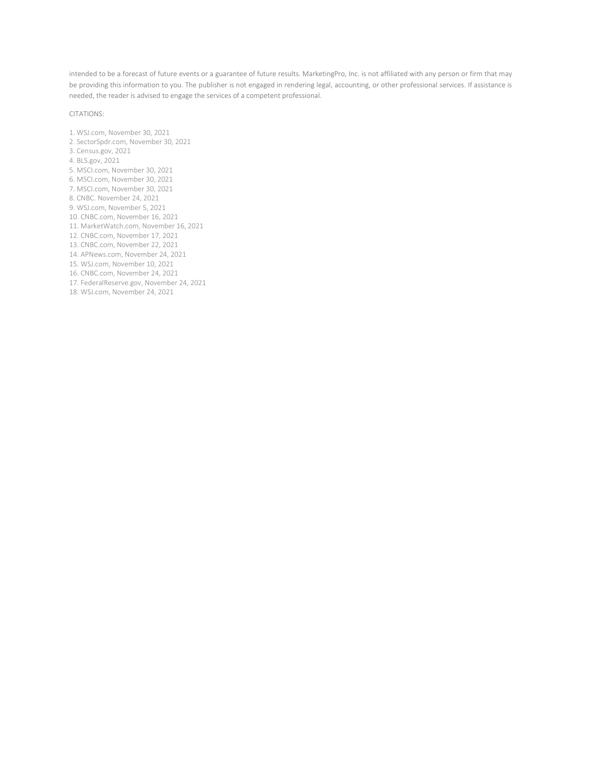intended to be a forecast of future events or a guarantee of future results. MarketingPro, Inc. is not affiliated with any person or firm that may be providing this information to you. The publisher is not engaged in rendering legal, accounting, or other professional services. If assistance is needed, the reader is advised to engage the services of a competent professional.

CITATIONS:

1. WSJ.com, November 30, 2021
2. SectorSpdr.com, November 30, 2021
3. Census.gov, 2021
4. BLS.gov, 2021
5. MSCI.com, November 30, 2021
6. MSCI.com, November 30, 2021
7. MSCI.com, November 30, 2021
8. CNBC. November 24, 2021
9. WSJ.com, November 5, 2021
10. CNBC.com, November 16, 2021
11. MarketWatch.com, November 16, 2021
12. CNBC.com, November 17, 2021
13. CNBC.com, November 22, 2021
14. APNews.com, November 24, 2021
15. WSJ.com, November 10, 2021
16. CNBC.com, November 24, 2021
17. FederalReserve.gov, November 24, 2021
18. WSJ.com, November 24, 2021